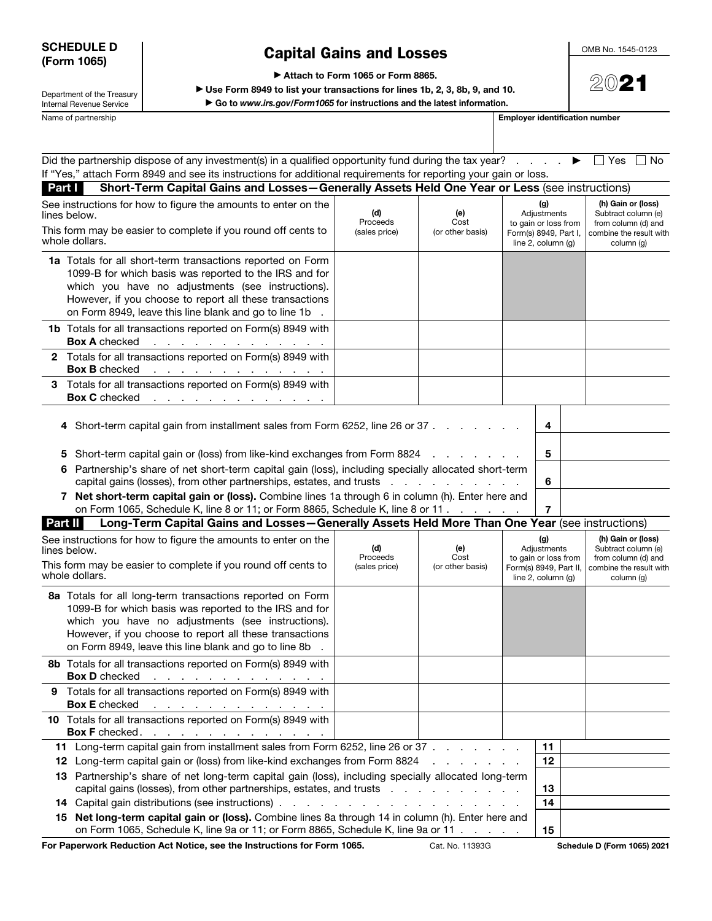**SCHEDULE D (Form 1065)**

Department of the Treasury
Internal Revenue Service

# Capital Gains and Losses

▶ Attach to Form 1065 or Form 8865.
▶ Use Form 8949 to list your transactions for lines 1b, 2, 3, 8b, 9, and 10.
▶ Go to *www.irs.gov/Form1065* for instructions and the latest information.

OMB No. 1545-0123

**2021**

| Name of partnership | Employer identification number |
|---|---|
| | |

Did the partnership dispose of any investment(s) in a qualified opportunity fund during the tax year? ▶ ☐ Yes ☐ No

If "Yes," attach Form 8949 and see its instructions for additional requirements for reporting your gain or loss.

## Part I Short-Term Capital Gains and Losses—Generally Assets Held One Year or Less (see instructions)

| See instructions for how to figure the amounts to enter on the lines below. This form may be easier to complete if you round off cents to whole dollars. | (d) Proceeds (sales price) | (e) Cost (or other basis) | (g) Adjustments to gain or loss from Form(s) 8949, Part I, line 2, column (g) | (h) Gain or (loss) Subtract column (e) from column (d) and combine the result with column (g) |
|---|---|---|---|---|
| **1a** Totals for all short-term transactions reported on Form 1099-B for which basis was reported to the IRS and for which you have no adjustments (see instructions). However, if you choose to report all these transactions on Form 8949, leave this line blank and go to line 1b | | | | |
| **1b** Totals for all transactions reported on Form(s) 8949 with **Box A** checked | | | | |
| **2** Totals for all transactions reported on Form(s) 8949 with **Box B** checked | | | | |
| **3** Totals for all transactions reported on Form(s) 8949 with **Box C** checked | | | | |

| | | |
|---|---|---|
| **4** Short-term capital gain from installment sales from Form 6252, line 26 or 37 | 4 | |
| **5** Short-term capital gain or (loss) from like-kind exchanges from Form 8824 | 5 | |
| **6** Partnership's share of net short-term capital gain (loss), including specially allocated short-term capital gains (losses), from other partnerships, estates, and trusts | 6 | |
| **7** **Net short-term capital gain or (loss).** Combine lines 1a through 6 in column (h). Enter here and on Form 1065, Schedule K, line 8 or 11; or Form 8865, Schedule K, line 8 or 11 | 7 | |

## Part II Long-Term Capital Gains and Losses—Generally Assets Held More Than One Year (see instructions)

| See instructions for how to figure the amounts to enter on the lines below. This form may be easier to complete if you round off cents to whole dollars. | (d) Proceeds (sales price) | (e) Cost (or other basis) | (g) Adjustments to gain or loss from Form(s) 8949, Part II, line 2, column (g) | (h) Gain or (loss) Subtract column (e) from column (d) and combine the result with column (g) |
|---|---|---|---|---|
| **8a** Totals for all long-term transactions reported on Form 1099-B for which basis was reported to the IRS and for which you have no adjustments (see instructions). However, if you choose to report all these transactions on Form 8949, leave this line blank and go to line 8b | | | | |
| **8b** Totals for all transactions reported on Form(s) 8949 with **Box D** checked | | | | |
| **9** Totals for all transactions reported on Form(s) 8949 with **Box E** checked | | | | |
| **10** Totals for all transactions reported on Form(s) 8949 with **Box F** checked | | | | |

| | | |
|---|---|---|
| **11** Long-term capital gain from installment sales from Form 6252, line 26 or 37 | 11 | |
| **12** Long-term capital gain or (loss) from like-kind exchanges from Form 8824 | 12 | |
| **13** Partnership's share of net long-term capital gain (loss), including specially allocated long-term capital gains (losses), from other partnerships, estates, and trusts | 13 | |
| **14** Capital gain distributions (see instructions) | 14 | |
| **15** **Net long-term capital gain or (loss).** Combine lines 8a through 14 in column (h). Enter here and on Form 1065, Schedule K, line 9a or 11; or Form 8865, Schedule K, line 9a or 11 | 15 | |

**For Paperwork Reduction Act Notice, see the Instructions for Form 1065.** Cat. No. 11393G **Schedule D (Form 1065) 2021**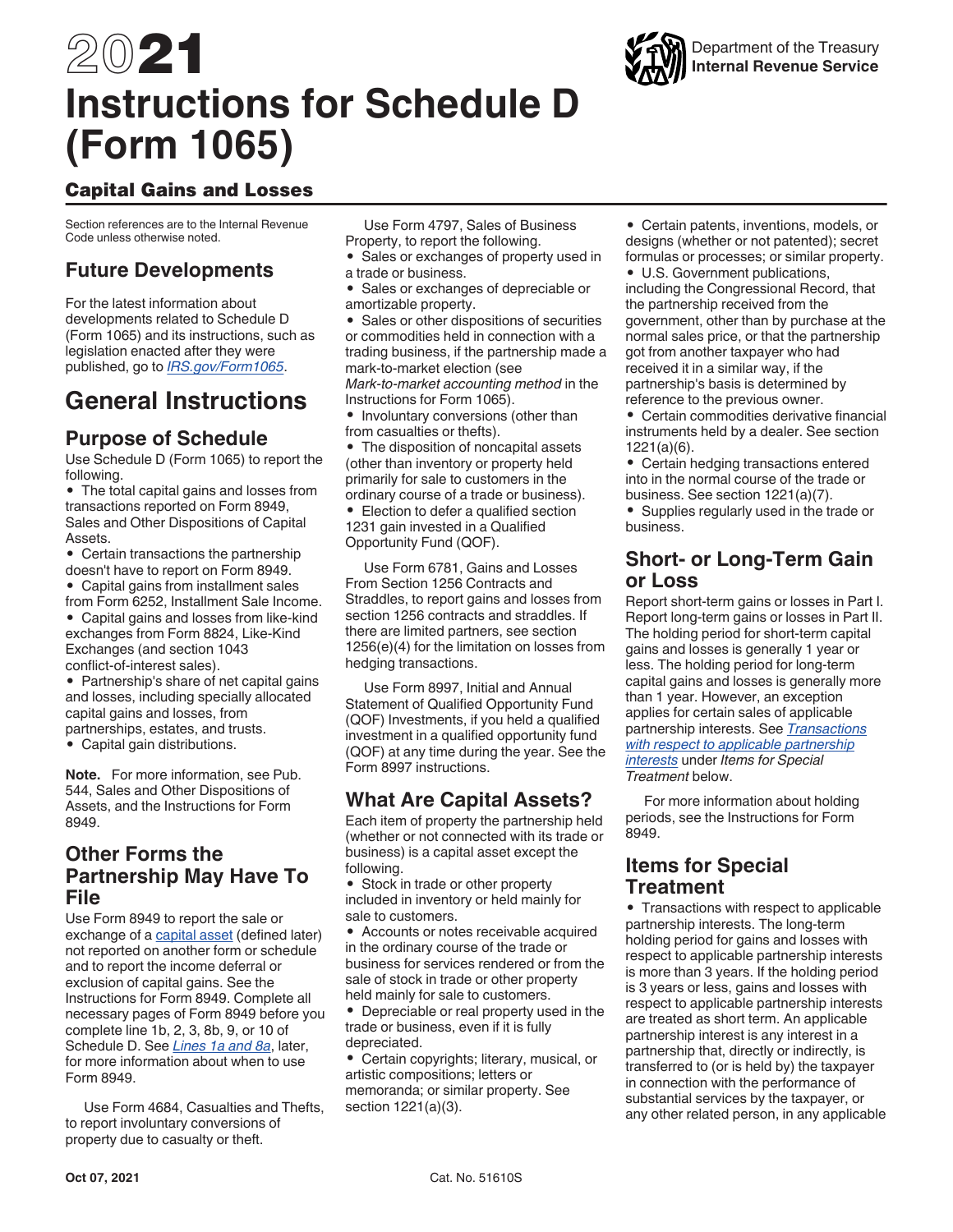# 2021 Instructions for Schedule D (Form 1065)

## Capital Gains and Losses

Section references are to the Internal Revenue Code unless otherwise noted.

## Future Developments

For the latest information about developments related to Schedule D (Form 1065) and its instructions, such as legislation enacted after they were published, go to *IRS.gov/Form1065*.

# General Instructions

## Purpose of Schedule

Use Schedule D (Form 1065) to report the following.

- The total capital gains and losses from transactions reported on Form 8949, Sales and Other Dispositions of Capital Assets.
- Certain transactions the partnership doesn't have to report on Form 8949.
- Capital gains from installment sales from Form 6252, Installment Sale Income.
- Capital gains and losses from like-kind exchanges from Form 8824, Like-Kind Exchanges (and section 1043 conflict-of-interest sales).
- Partnership's share of net capital gains and losses, including specially allocated capital gains and losses, from partnerships, estates, and trusts.
- Capital gain distributions.

**Note.** For more information, see Pub. 544, Sales and Other Dispositions of Assets, and the Instructions for Form 8949.

## Other Forms the Partnership May Have To File

Use Form 8949 to report the sale or exchange of a capital asset (defined later) not reported on another form or schedule and to report the income deferral or exclusion of capital gains. See the Instructions for Form 8949. Complete all necessary pages of Form 8949 before you complete line 1b, 2, 3, 8b, 9, or 10 of Schedule D. See *Lines 1a and 8a*, later, for more information about when to use Form 8949.

Use Form 4684, Casualties and Thefts, to report involuntary conversions of property due to casualty or theft.

Use Form 4797, Sales of Business Property, to report the following.

- Sales or exchanges of property used in a trade or business.
- Sales or exchanges of depreciable or amortizable property.
- Sales or other dispositions of securities or commodities held in connection with a trading business, if the partnership made a mark-to-market election (see *Mark-to-market accounting method* in the Instructions for Form 1065).
- Involuntary conversions (other than from casualties or thefts).
- The disposition of noncapital assets (other than inventory or property held primarily for sale to customers in the ordinary course of a trade or business).
- Election to defer a qualified section 1231 gain invested in a Qualified Opportunity Fund (QOF).

Use Form 6781, Gains and Losses From Section 1256 Contracts and Straddles, to report gains and losses from section 1256 contracts and straddles. If there are limited partners, see section 1256(e)(4) for the limitation on losses from hedging transactions.

Use Form 8997, Initial and Annual Statement of Qualified Opportunity Fund (QOF) Investments, if you held a qualified investment in a qualified opportunity fund (QOF) at any time during the year. See the Form 8997 instructions.

## What Are Capital Assets?

Each item of property the partnership held (whether or not connected with its trade or business) is a capital asset except the following.

- Stock in trade or other property included in inventory or held mainly for sale to customers.
- Accounts or notes receivable acquired in the ordinary course of the trade or business for services rendered or from the sale of stock in trade or other property held mainly for sale to customers.
- Depreciable or real property used in the trade or business, even if it is fully depreciated.
- Certain copyrights; literary, musical, or artistic compositions; letters or memoranda; or similar property. See section 1221(a)(3).
- Certain patents, inventions, models, or designs (whether or not patented); secret formulas or processes; or similar property.
- U.S. Government publications, including the Congressional Record, that the partnership received from the government, other than by purchase at the normal sales price, or that the partnership got from another taxpayer who had received it in a similar way, if the partnership's basis is determined by reference to the previous owner.
- Certain commodities derivative financial instruments held by a dealer. See section 1221(a)(6).
- Certain hedging transactions entered into in the normal course of the trade or business. See section 1221(a)(7).
- Supplies regularly used in the trade or business.

## Short- or Long-Term Gain or Loss

Report short-term gains or losses in Part I. Report long-term gains or losses in Part II. The holding period for short-term capital gains and losses is generally 1 year or less. The holding period for long-term capital gains and losses is generally more than 1 year. However, an exception applies for certain sales of applicable partnership interests. See *Transactions with respect to applicable partnership interests* under *Items for Special Treatment* below.

For more information about holding periods, see the Instructions for Form 8949.

## Items for Special Treatment

- Transactions with respect to applicable partnership interests. The long-term holding period for gains and losses with respect to applicable partnership interests is more than 3 years. If the holding period is 3 years or less, gains and losses with respect to applicable partnership interests are treated as short term. An applicable partnership interest is any interest in a partnership that, directly or indirectly, is transferred to (or is held by) the taxpayer in connection with the performance of substantial services by the taxpayer, or any other related person, in any applicable

Oct 07, 2021 Cat. No. 51610S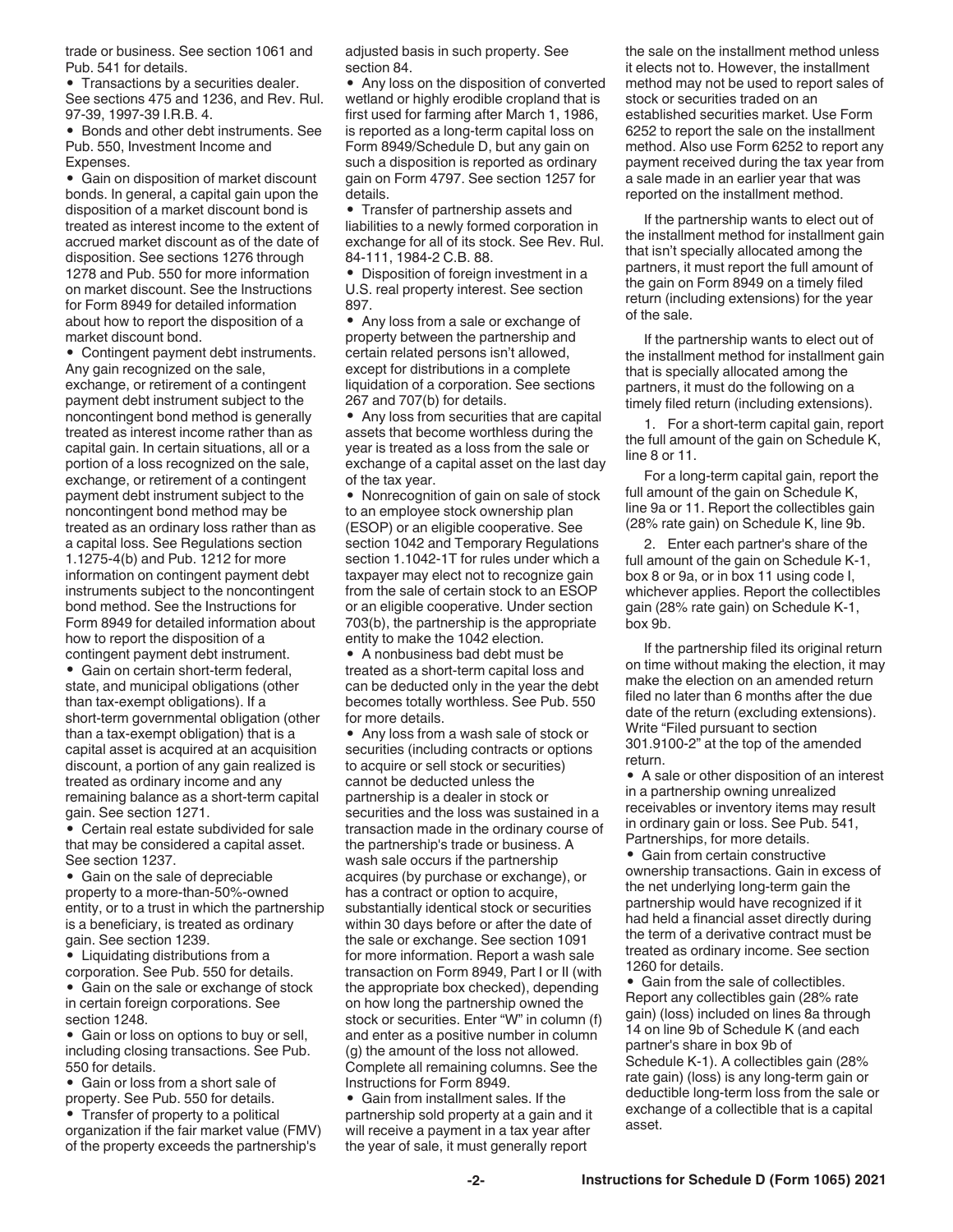trade or business. See section 1061 and Pub. 541 for details.

- Transactions by a securities dealer. See sections 475 and 1236, and Rev. Rul. 97-39, 1997-39 I.R.B. 4.
- Bonds and other debt instruments. See Pub. 550, Investment Income and Expenses.
- Gain on disposition of market discount bonds. In general, a capital gain upon the disposition of a market discount bond is treated as interest income to the extent of accrued market discount as of the date of disposition. See sections 1276 through 1278 and Pub. 550 for more information on market discount. See the Instructions for Form 8949 for detailed information about how to report the disposition of a market discount bond.
- Contingent payment debt instruments. Any gain recognized on the sale, exchange, or retirement of a contingent payment debt instrument subject to the noncontingent bond method is generally treated as interest income rather than as capital gain. In certain situations, all or a portion of a loss recognized on the sale, exchange, or retirement of a contingent payment debt instrument subject to the noncontingent bond method may be treated as an ordinary loss rather than as a capital loss. See Regulations section 1.1275-4(b) and Pub. 1212 for more information on contingent payment debt instruments subject to the noncontingent bond method. See the Instructions for Form 8949 for detailed information about how to report the disposition of a contingent payment debt instrument.
- Gain on certain short-term federal, state, and municipal obligations (other than tax-exempt obligations). If a short-term governmental obligation (other than a tax-exempt obligation) that is a capital asset is acquired at an acquisition discount, a portion of any gain realized is treated as ordinary income and any remaining balance as a short-term capital gain. See section 1271.
- Certain real estate subdivided for sale that may be considered a capital asset. See section 1237.
- Gain on the sale of depreciable property to a more-than-50%-owned entity, or to a trust in which the partnership is a beneficiary, is treated as ordinary gain. See section 1239.
- Liquidating distributions from a corporation. See Pub. 550 for details.
- Gain on the sale or exchange of stock in certain foreign corporations. See section 1248.
- Gain or loss on options to buy or sell, including closing transactions. See Pub. 550 for details.
- Gain or loss from a short sale of property. See Pub. 550 for details.
- Transfer of property to a political organization if the fair market value (FMV) of the property exceeds the partnership's adjusted basis in such property. See section 84.
- Any loss on the disposition of converted wetland or highly erodible cropland that is first used for farming after March 1, 1986, is reported as a long-term capital loss on Form 8949/Schedule D, but any gain on such a disposition is reported as ordinary gain on Form 4797. See section 1257 for details.
- Transfer of partnership assets and liabilities to a newly formed corporation in exchange for all of its stock. See Rev. Rul. 84-111, 1984-2 C.B. 88.
- Disposition of foreign investment in a U.S. real property interest. See section 897.
- Any loss from a sale or exchange of property between the partnership and certain related persons isn't allowed, except for distributions in a complete liquidation of a corporation. See sections 267 and 707(b) for details.
- Any loss from securities that are capital assets that become worthless during the year is treated as a loss from the sale or exchange of a capital asset on the last day of the tax year.
- Nonrecognition of gain on sale of stock to an employee stock ownership plan (ESOP) or an eligible cooperative. See section 1042 and Temporary Regulations section 1.1042-1T for rules under which a taxpayer may elect not to recognize gain from the sale of certain stock to an ESOP or an eligible cooperative. Under section 703(b), the partnership is the appropriate entity to make the 1042 election.
- A nonbusiness bad debt must be treated as a short-term capital loss and can be deducted only in the year the debt becomes totally worthless. See Pub. 550 for more details.
- Any loss from a wash sale of stock or securities (including contracts or options to acquire or sell stock or securities) cannot be deducted unless the partnership is a dealer in stock or securities and the loss was sustained in a transaction made in the ordinary course of the partnership's trade or business. A wash sale occurs if the partnership acquires (by purchase or exchange), or has a contract or option to acquire, substantially identical stock or securities within 30 days before or after the date of the sale or exchange. See section 1091 for more information. Report a wash sale transaction on Form 8949, Part I or II (with the appropriate box checked), depending on how long the partnership owned the stock or securities. Enter "W" in column (f) and enter as a positive number in column (g) the amount of the loss not allowed. Complete all remaining columns. See the Instructions for Form 8949.
- Gain from installment sales. If the partnership sold property at a gain and it will receive a payment in a tax year after the year of sale, it must generally report the sale on the installment method unless it elects not to. However, the installment method may not be used to report sales of stock or securities traded on an established securities market. Use Form 6252 to report the sale on the installment method. Also use Form 6252 to report any payment received during the tax year from a sale made in an earlier year that was reported on the installment method.

If the partnership wants to elect out of the installment method for installment gain that isn't specially allocated among the partners, it must report the full amount of the gain on Form 8949 on a timely filed return (including extensions) for the year of the sale.

If the partnership wants to elect out of the installment method for installment gain that is specially allocated among the partners, it must do the following on a timely filed return (including extensions).

1. For a short-term capital gain, report the full amount of the gain on Schedule K, line 8 or 11.

   For a long-term capital gain, report the full amount of the gain on Schedule K, line 9a or 11. Report the collectibles gain (28% rate gain) on Schedule K, line 9b.

2. Enter each partner's share of the full amount of the gain on Schedule K-1, box 8 or 9a, or in box 11 using code I, whichever applies. Report the collectibles gain (28% rate gain) on Schedule K-1, box 9b.

If the partnership filed its original return on time without making the election, it may make the election on an amended return filed no later than 6 months after the due date of the return (excluding extensions). Write "Filed pursuant to section 301.9100-2" at the top of the amended return.

- A sale or other disposition of an interest in a partnership owning unrealized receivables or inventory items may result in ordinary gain or loss. See Pub. 541, Partnerships, for more details.
- Gain from certain constructive ownership transactions. Gain in excess of the net underlying long-term gain the partnership would have recognized if it had held a financial asset directly during the term of a derivative contract must be treated as ordinary income. See section 1260 for details.
- Gain from the sale of collectibles. Report any collectibles gain (28% rate gain) (loss) included on lines 8a through 14 on line 9b of Schedule K (and each partner's share in box 9b of Schedule K-1). A collectibles gain (28% rate gain) (loss) is any long-term gain or deductible long-term loss from the sale or exchange of a collectible that is a capital asset.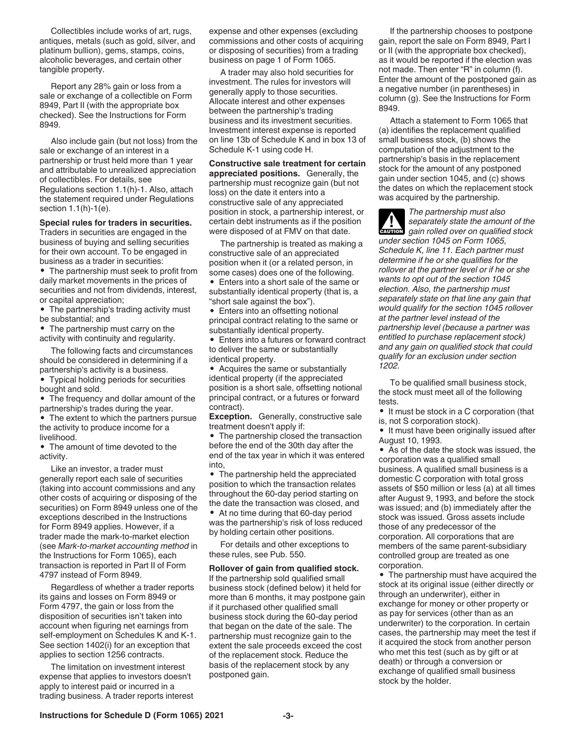Collectibles include works of art, rugs, antiques, metals (such as gold, silver, and platinum bullion), gems, stamps, coins, alcoholic beverages, and certain other tangible property.

Report any 28% gain or loss from a sale or exchange of a collectible on Form 8949, Part II (with the appropriate box checked). See the Instructions for Form 8949.

Also include gain (but not loss) from the sale or exchange of an interest in a partnership or trust held more than 1 year and attributable to unrealized appreciation of collectibles. For details, see Regulations section 1.1(h)-1. Also, attach the statement required under Regulations section 1.1(h)-1(e).

**Special rules for traders in securities.** Traders in securities are engaged in the business of buying and selling securities for their own account. To be engaged in business as a trader in securities:

- The partnership must seek to profit from daily market movements in the prices of securities and not from dividends, interest, or capital appreciation;
- The partnership's trading activity must be substantial; and
- The partnership must carry on the activity with continuity and regularity.

The following facts and circumstances should be considered in determining if a partnership's activity is a business.

- Typical holding periods for securities bought and sold.
- The frequency and dollar amount of the partnership's trades during the year.
- The extent to which the partners pursue the activity to produce income for a livelihood.
- The amount of time devoted to the activity.

Like an investor, a trader must generally report each sale of securities (taking into account commissions and any other costs of acquiring or disposing of the securities) on Form 8949 unless one of the exceptions described in the Instructions for Form 8949 applies. However, if a trader made the mark-to-market election (see *Mark-to-market accounting method* in the Instructions for Form 1065), each transaction is reported in Part II of Form 4797 instead of Form 8949.

Regardless of whether a trader reports its gains and losses on Form 8949 or Form 4797, the gain or loss from the disposition of securities isn't taken into account when figuring net earnings from self-employment on Schedules K and K-1. See section 1402(i) for an exception that applies to section 1256 contracts.

The limitation on investment interest expense that applies to investors doesn't apply to interest paid or incurred in a trading business. A trader reports interest expense and other expenses (excluding commissions and other costs of acquiring or disposing of securities) from a trading business on page 1 of Form 1065.

A trader may also hold securities for investment. The rules for investors will generally apply to those securities. Allocate interest and other expenses between the partnership's trading business and its investment securities. Investment interest expense is reported on line 13b of Schedule K and in box 13 of Schedule K-1 using code H.

**Constructive sale treatment for certain appreciated positions.** Generally, the partnership must recognize gain (but not loss) on the date it enters into a constructive sale of any appreciated position in stock, a partnership interest, or certain debt instruments as if the position were disposed of at FMV on that date.

The partnership is treated as making a constructive sale of an appreciated position when it (or a related person, in some cases) does one of the following.

- Enters into a short sale of the same or substantially identical property (that is, a "short sale against the box").
- Enters into an offsetting notional principal contract relating to the same or substantially identical property.
- Enters into a futures or forward contract to deliver the same or substantially identical property.
- Acquires the same or substantially identical property (if the appreciated position is a short sale, offsetting notional principal contract, or a futures or forward contract).

**Exception.** Generally, constructive sale treatment doesn't apply if:

- The partnership closed the transaction before the end of the 30th day after the end of the tax year in which it was entered into,
- The partnership held the appreciated position to which the transaction relates throughout the 60-day period starting on the date the transaction was closed, and
- At no time during that 60-day period was the partnership's risk of loss reduced by holding certain other positions.

For details and other exceptions to these rules, see Pub. 550.

**Rollover of gain from qualified stock.** If the partnership sold qualified small business stock (defined below) it held for more than 6 months, it may postpone gain if it purchased other qualified small business stock during the 60-day period that began on the date of the sale. The partnership must recognize gain to the extent the sale proceeds exceed the cost of the replacement stock. Reduce the basis of the replacement stock by any postponed gain.

If the partnership chooses to postpone gain, report the sale on Form 8949, Part I or II (with the appropriate box checked), as it would be reported if the election was not made. Then enter "R" in column (f). Enter the amount of the postponed gain as a negative number (in parentheses) in column (g). See the Instructions for Form 8949.

Attach a statement to Form 1065 that (a) identifies the replacement qualified small business stock, (b) shows the computation of the adjustment to the partnership's basis in the replacement stock for the amount of any postponed gain under section 1045, and (c) shows the dates on which the replacement stock was acquired by the partnership.

**CAUTION:** *The partnership must also separately state the amount of the gain rolled over on qualified stock under section 1045 on Form 1065, Schedule K, line 11. Each partner must determine if he or she qualifies for the rollover at the partner level or if he or she wants to opt out of the section 1045 election. Also, the partnership must separately state on that line any gain that would qualify for the section 1045 rollover at the partner level instead of the partnership level (because a partner was entitled to purchase replacement stock) and any gain on qualified stock that could qualify for an exclusion under section 1202.*

To be qualified small business stock, the stock must meet all of the following tests.

- It must be stock in a C corporation (that is, not S corporation stock).
- It must have been originally issued after August 10, 1993.
- As of the date the stock was issued, the corporation was a qualified small business. A qualified small business is a domestic C corporation with total gross assets of $50 million or less (a) at all times after August 9, 1993, and before the stock was issued; and (b) immediately after the stock was issued. Gross assets include those of any predecessor of the corporation. All corporations that are members of the same parent-subsidiary controlled group are treated as one corporation.
- The partnership must have acquired the stock at its original issue (either directly or through an underwriter), either in exchange for money or other property or as pay for services (other than as an underwriter) to the corporation. In certain cases, the partnership may meet the test if it acquired the stock from another person who met this test (such as by gift or at death) or through a conversion or exchange of qualified small business stock by the holder.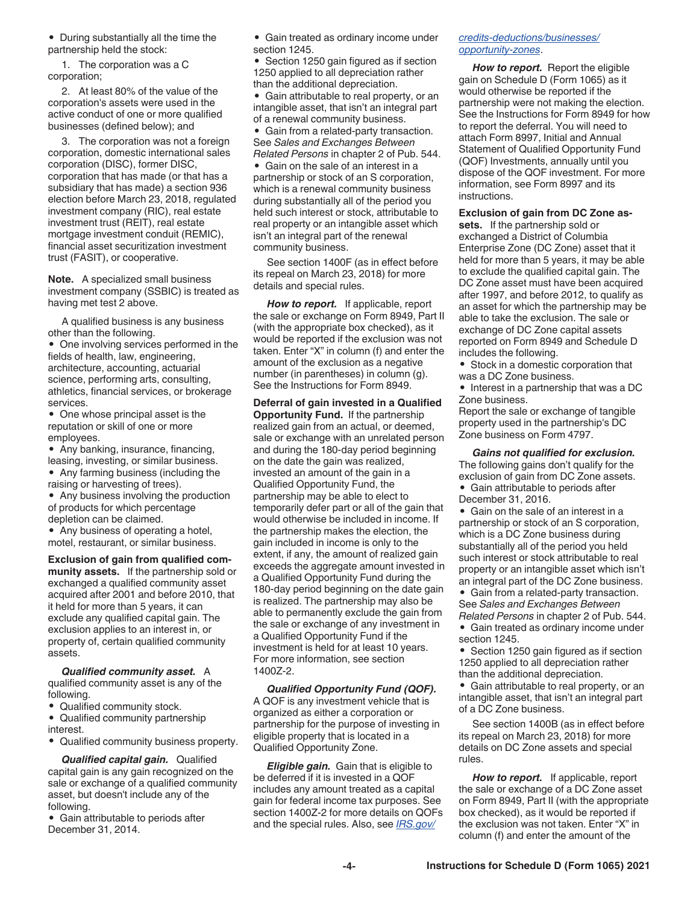- During substantially all the time the partnership held the stock:

1. The corporation was a C corporation;
2. At least 80% of the value of the corporation's assets were used in the active conduct of one or more qualified businesses (defined below); and
3. The corporation was not a foreign corporation, domestic international sales corporation (DISC), former DISC, corporation that has made (or that has a subsidiary that has made) a section 936 election before March 23, 2018, regulated investment company (RIC), real estate investment trust (REIT), real estate mortgage investment conduit (REMIC), financial asset securitization investment trust (FASIT), or cooperative.

**Note.** A specialized small business investment company (SSBIC) is treated as having met test 2 above.

A qualified business is any business other than the following.

- One involving services performed in the fields of health, law, engineering, architecture, accounting, actuarial science, performing arts, consulting, athletics, financial services, or brokerage services.
- One whose principal asset is the reputation or skill of one or more employees.
- Any banking, insurance, financing, leasing, investing, or similar business.
- Any farming business (including the raising or harvesting of trees).
- Any business involving the production of products for which percentage depletion can be claimed.
- Any business of operating a hotel, motel, restaurant, or similar business.

**Exclusion of gain from qualified community assets.** If the partnership sold or exchanged a qualified community asset acquired after 2001 and before 2010, that it held for more than 5 years, it can exclude any qualified capital gain. The exclusion applies to an interest in, or property of, certain qualified community assets.

***Qualified community asset.*** A qualified community asset is any of the following.

- Qualified community stock.
- Qualified community partnership interest.
- Qualified community business property.

***Qualified capital gain.*** Qualified capital gain is any gain recognized on the sale or exchange of a qualified community asset, but doesn't include any of the following.

- Gain attributable to periods after December 31, 2014.
- Gain treated as ordinary income under section 1245.
- Section 1250 gain figured as if section 1250 applied to all depreciation rather than the additional depreciation.
- Gain attributable to real property, or an intangible asset, that isn't an integral part of a renewal community business.
- Gain from a related-party transaction. See *Sales and Exchanges Between Related Persons* in chapter 2 of Pub. 544.
- Gain on the sale of an interest in a partnership or stock of an S corporation, which is a renewal community business during substantially all of the period you held such interest or stock, attributable to real property or an intangible asset which isn't an integral part of the renewal community business.

See section 1400F (as in effect before its repeal on March 23, 2018) for more details and special rules.

***How to report.*** If applicable, report the sale or exchange on Form 8949, Part II (with the appropriate box checked), as it would be reported if the exclusion was not taken. Enter "X" in column (f) and enter the amount of the exclusion as a negative number (in parentheses) in column (g). See the Instructions for Form 8949.

**Deferral of gain invested in a Qualified Opportunity Fund.** If the partnership realized gain from an actual, or deemed, sale or exchange with an unrelated person and during the 180-day period beginning on the date the gain was realized, invested an amount of the gain in a Qualified Opportunity Fund, the partnership may be able to elect to temporarily defer part or all of the gain that would otherwise be included in income. If the partnership makes the election, the gain included in income is only to the extent, if any, the amount of realized gain exceeds the aggregate amount invested in a Qualified Opportunity Fund during the 180-day period beginning on the date gain is realized. The partnership may also be able to permanently exclude the gain from the sale or exchange of any investment in a Qualified Opportunity Fund if the investment is held for at least 10 years. For more information, see section 1400Z-2.

***Qualified Opportunity Fund (QOF).*** A QOF is any investment vehicle that is organized as either a corporation or partnership for the purpose of investing in eligible property that is located in a Qualified Opportunity Zone.

***Eligible gain.*** Gain that is eligible to be deferred if it is invested in a QOF includes any amount treated as a capital gain for federal income tax purposes. See section 1400Z-2 for more details on QOFs and the special rules. Also, see *IRS.gov/credits-deductions/businesses/opportunity-zones*.

***How to report.*** Report the eligible gain on Schedule D (Form 1065) as it would otherwise be reported if the partnership were not making the election. See the Instructions for Form 8949 for how to report the deferral. You will need to attach Form 8997, Initial and Annual Statement of Qualified Opportunity Fund (QOF) Investments, annually until you dispose of the QOF investment. For more information, see Form 8997 and its instructions.

**Exclusion of gain from DC Zone assets.** If the partnership sold or exchanged a District of Columbia Enterprise Zone (DC Zone) asset that it held for more than 5 years, it may be able to exclude the qualified capital gain. The DC Zone asset must have been acquired after 1997, and before 2012, to qualify as an asset for which the partnership may be able to take the exclusion. The sale or exchange of DC Zone capital assets reported on Form 8949 and Schedule D includes the following.

- Stock in a domestic corporation that was a DC Zone business.
- Interest in a partnership that was a DC Zone business.

Report the sale or exchange of tangible property used in the partnership's DC Zone business on Form 4797.

***Gains not qualified for exclusion.*** The following gains don't qualify for the exclusion of gain from DC Zone assets.

- Gain attributable to periods after December 31, 2016.
- Gain on the sale of an interest in a partnership or stock of an S corporation, which is a DC Zone business during substantially all of the period you held such interest or stock attributable to real property or an intangible asset which isn't an integral part of the DC Zone business.
- Gain from a related-party transaction. See *Sales and Exchanges Between Related Persons* in chapter 2 of Pub. 544.
- Gain treated as ordinary income under section 1245.
- Section 1250 gain figured as if section 1250 applied to all depreciation rather than the additional depreciation.
- Gain attributable to real property, or an intangible asset, that isn't an integral part of a DC Zone business.

See section 1400B (as in effect before its repeal on March 23, 2018) for more details on DC Zone assets and special rules.

***How to report.*** If applicable, report the sale or exchange of a DC Zone asset on Form 8949, Part II (with the appropriate box checked), as it would be reported if the exclusion was not taken. Enter "X" in column (f) and enter the amount of the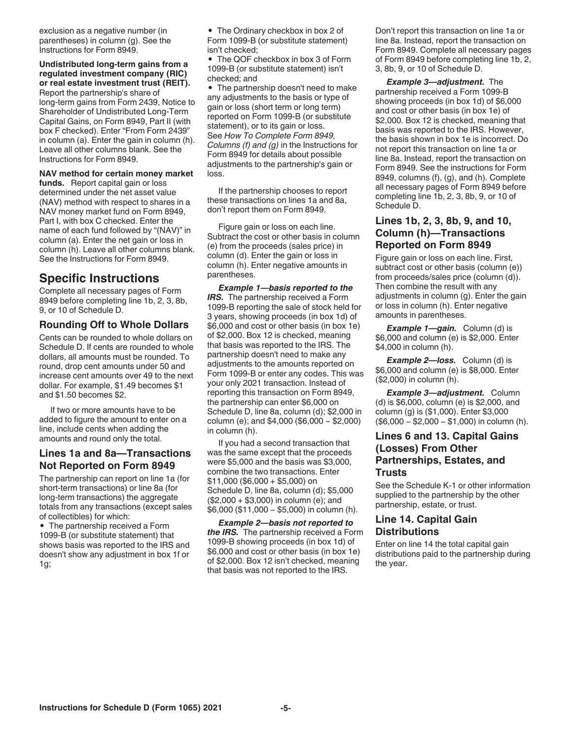exclusion as a negative number (in parentheses) in column (g). See the Instructions for Form 8949.

**Undistributed long-term gains from a regulated investment company (RIC) or real estate investment trust (REIT).** Report the partnership's share of long-term gains from Form 2439, Notice to Shareholder of Undistributed Long-Term Capital Gains, on Form 8949, Part II (with box F checked). Enter "From Form 2439" in column (a). Enter the gain in column (h). Leave all other columns blank. See the Instructions for Form 8949.

**NAV method for certain money market funds.** Report capital gain or loss determined under the net asset value (NAV) method with respect to shares in a NAV money market fund on Form 8949, Part I, with box C checked. Enter the name of each fund followed by "(NAV)" in column (a). Enter the net gain or loss in column (h). Leave all other columns blank. See the Instructions for Form 8949.

# Specific Instructions

Complete all necessary pages of Form 8949 before completing line 1b, 2, 3, 8b, 9, or 10 of Schedule D.

## Rounding Off to Whole Dollars

Cents can be rounded to whole dollars on Schedule D. If cents are rounded to whole dollars, all amounts must be rounded. To round, drop cent amounts under 50 and increase cent amounts over 49 to the next dollar. For example, $1.49 becomes $1 and $1.50 becomes $2.

If two or more amounts have to be added to figure the amount to enter on a line, include cents when adding the amounts and round only the total.

## Lines 1a and 8a—Transactions Not Reported on Form 8949

The partnership can report on line 1a (for short-term transactions) or line 8a (for long-term transactions) the aggregate totals from any transactions (except sales of collectibles) for which:

- The partnership received a Form 1099-B (or substitute statement) that shows basis was reported to the IRS and doesn't show any adjustment in box 1f or 1g;
- The Ordinary checkbox in box 2 of Form 1099-B (or substitute statement) isn't checked;
- The QOF checkbox in box 3 of Form 1099-B (or substitute statement) isn't checked; and
- The partnership doesn't need to make any adjustments to the basis or type of gain or loss (short term or long term) reported on Form 1099-B (or substitute statement), or to its gain or loss. See *How To Complete Form 8949, Columns (f) and (g)* in the Instructions for Form 8949 for details about possible adjustments to the partnership's gain or loss.

If the partnership chooses to report these transactions on lines 1a and 8a, don't report them on Form 8949.

Figure gain or loss on each line. Subtract the cost or other basis in column (e) from the proceeds (sales price) in column (d). Enter the gain or loss in column (h). Enter negative amounts in parentheses.

***Example 1—basis reported to the IRS.*** The partnership received a Form 1099-B reporting the sale of stock held for 3 years, showing proceeds (in box 1d) of $6,000 and cost or other basis (in box 1e) of $2,000. Box 12 is checked, meaning that basis was reported to the IRS. The partnership doesn't need to make any adjustments to the amounts reported on Form 1099-B or enter any codes. This was your only 2021 transaction. Instead of reporting this transaction on Form 8949, the partnership can enter $6,000 on Schedule D, line 8a, column (d); $2,000 in column (e); and $4,000 ($6,000 – $2,000) in column (h).

If you had a second transaction that was the same except that the proceeds were $5,000 and the basis was $3,000, combine the two transactions. Enter $11,000 ($6,000 + $5,000) on Schedule D, line 8a, column (d); $5,000 ($2,000 + $3,000) in column (e); and $6,000 ($11,000 – $5,000) in column (h).

***Example 2—basis not reported to the IRS.*** The partnership received a Form 1099-B showing proceeds (in box 1d) of $6,000 and cost or other basis (in box 1e) of $2,000. Box 12 isn't checked, meaning that basis was not reported to the IRS. Don't report this transaction on line 1a or line 8a. Instead, report the transaction on Form 8949. Complete all necessary pages of Form 8949 before completing line 1b, 2, 3, 8b, 9, or 10 of Schedule D.

***Example 3—adjustment.*** The partnership received a Form 1099-B showing proceeds (in box 1d) of $6,000 and cost or other basis (in box 1e) of $2,000. Box 12 is checked, meaning that basis was reported to the IRS. However, the basis shown in box 1e is incorrect. Do not report this transaction on line 1a or line 8a. Instead, report the transaction on Form 8949. See the instructions for Form 8949, columns (f), (g), and (h). Complete all necessary pages of Form 8949 before completing line 1b, 2, 3, 8b, 9, or 10 of Schedule D.

## Lines 1b, 2, 3, 8b, 9, and 10, Column (h)—Transactions Reported on Form 8949

Figure gain or loss on each line. First, subtract cost or other basis (column (e)) from proceeds/sales price (column (d)). Then combine the result with any adjustments in column (g). Enter the gain or loss in column (h). Enter negative amounts in parentheses.

***Example 1—gain.*** Column (d) is $6,000 and column (e) is $2,000. Enter $4,000 in column (h).

***Example 2—loss.*** Column (d) is $6,000 and column (e) is $8,000. Enter ($2,000) in column (h).

***Example 3—adjustment.*** Column (d) is $6,000, column (e) is $2,000, and column (g) is ($1,000). Enter $3,000 ($6,000 – $2,000 – $1,000) in column (h).

## Lines 6 and 13. Capital Gains (Losses) From Other Partnerships, Estates, and Trusts

See the Schedule K-1 or other information supplied to the partnership by the other partnership, estate, or trust.

## Line 14. Capital Gain Distributions

Enter on line 14 the total capital gain distributions paid to the partnership during the year.